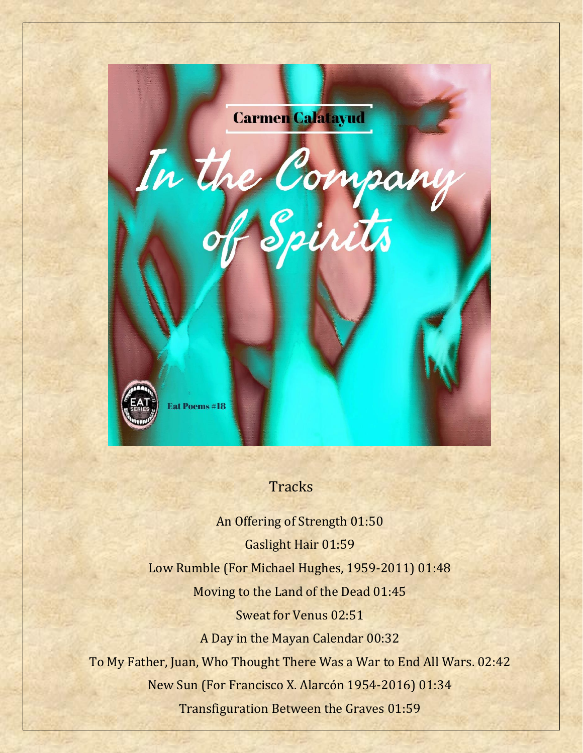Carmen Calatayud

# In the Company of Spirits

Eat Poems #18

## Tracks

An Offering of Strength 01:50

Gaslight Hair 01:59

Low Rumble (For Michael Hughes, 1959-2011) 01:48

Moving to the Land of the Dead 01:45

Sweat for Venus 02:51

A Day in the Mayan Calendar 00:32

To My Father, Juan, Who Thought There Was a War to End All Wars. 02:42

New Sun (For Francisco X. Alarcón 1954-2016) 01:34

Transfiguration Between the Graves 01:59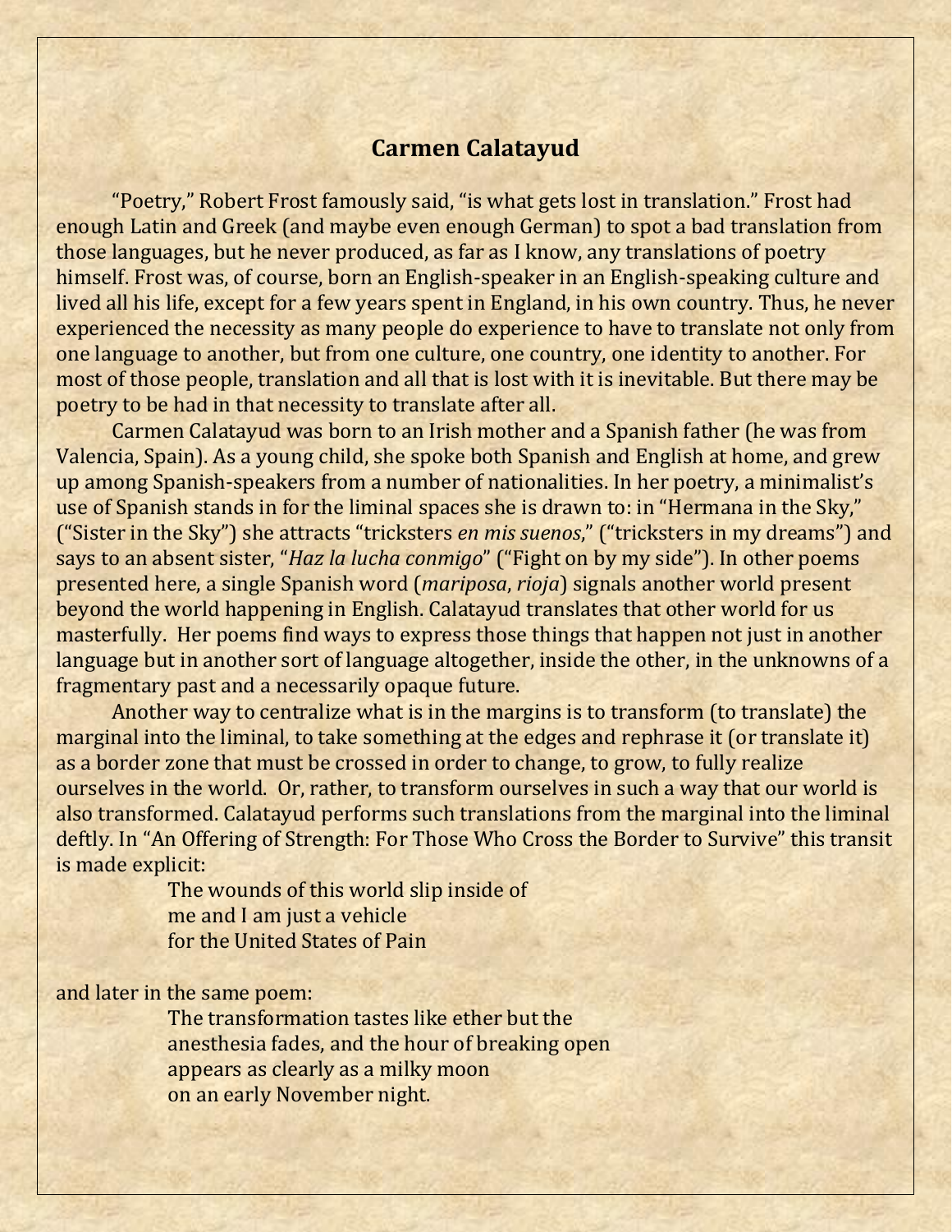## Carmen Calatayud

"Poetry," Robert Frost famously said, "is what gets lost in translation." Frost had enough Latin and Greek (and maybe even enough German) to spot a bad translation from those languages, but he never produced, as far as I know, any translations of poetry himself. Frost was, of course, born an English-speaker in an English-speaking culture and lived all his life, except for a few years spent in England, in his own country. Thus, he never experienced the necessity as many people do experience to have to translate not only from one language to another, but from one culture, one country, one identity to another. For most of those people, translation and all that is lost with it is inevitable. But there may be poetry to be had in that necessity to translate after all.

Carmen Calatayud was born to an Irish mother and a Spanish father (he was from Valencia, Spain). As a young child, she spoke both Spanish and English at home, and grew up among Spanish-speakers from a number of nationalities. In her poetry, a minimalist's use of Spanish stands in for the liminal spaces she is drawn to: in "Hermana in the Sky," ("Sister in the Sky") she attracts "tricksters *en mis suenos*," ("tricksters in my dreams") and says to an absent sister, "*Haz la lucha conmigo*" ("Fight on by my side"). In other poems presented here, a single Spanish word (*mariposa*, *rioja*) signals another world present beyond the world happening in English. Calatayud translates that other world for us masterfully. Her poems find ways to express those things that happen not just in another language but in another sort of language altogether, inside the other, in the unknowns of a fragmentary past and a necessarily opaque future.

Another way to centralize what is in the margins is to transform (to translate) the marginal into the liminal, to take something at the edges and rephrase it (or translate it) as a border zone that must be crossed in order to change, to grow, to fully realize ourselves in the world. Or, rather, to transform ourselves in such a way that our world is also transformed. Calatayud performs such translations from the marginal into the liminal deftly. In "An Offering of Strength: For Those Who Cross the Border to Survive" this transit is made explicit:

> The wounds of this world slip inside of
> me and I am just a vehicle
> for the United States of Pain

and later in the same poem:

> The transformation tastes like ether but the
> anesthesia fades, and the hour of breaking open
> appears as clearly as a milky moon
> on an early November night.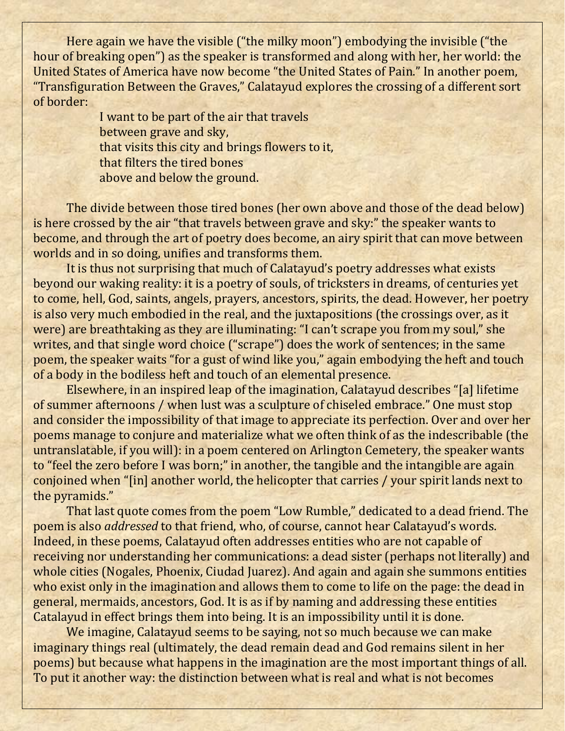Here again we have the visible ("the milky moon") embodying the invisible ("the hour of breaking open") as the speaker is transformed and along with her, her world: the United States of America have now become "the United States of Pain." In another poem, "Transfiguration Between the Graves," Calatayud explores the crossing of a different sort of border:

> I want to be part of the air that travels
> between grave and sky,
> that visits this city and brings flowers to it,
> that filters the tired bones
> above and below the ground.

The divide between those tired bones (her own above and those of the dead below) is here crossed by the air "that travels between grave and sky:" the speaker wants to become, and through the art of poetry does become, an airy spirit that can move between worlds and in so doing, unifies and transforms them.

It is thus not surprising that much of Calatayud's poetry addresses what exists beyond our waking reality: it is a poetry of souls, of tricksters in dreams, of centuries yet to come, hell, God, saints, angels, prayers, ancestors, spirits, the dead. However, her poetry is also very much embodied in the real, and the juxtapositions (the crossings over, as it were) are breathtaking as they are illuminating: "I can't scrape you from my soul," she writes, and that single word choice ("scrape") does the work of sentences; in the same poem, the speaker waits "for a gust of wind like you," again embodying the heft and touch of a body in the bodiless heft and touch of an elemental presence.

Elsewhere, in an inspired leap of the imagination, Calatayud describes "[a] lifetime of summer afternoons / when lust was a sculpture of chiseled embrace." One must stop and consider the impossibility of that image to appreciate its perfection. Over and over her poems manage to conjure and materialize what we often think of as the indescribable (the untranslatable, if you will): in a poem centered on Arlington Cemetery, the speaker wants to "feel the zero before I was born;" in another, the tangible and the intangible are again conjoined when "[in] another world, the helicopter that carries / your spirit lands next to the pyramids."

That last quote comes from the poem "Low Rumble," dedicated to a dead friend. The poem is also *addressed* to that friend, who, of course, cannot hear Calatayud's words. Indeed, in these poems, Calatayud often addresses entities who are not capable of receiving nor understanding her communications: a dead sister (perhaps not literally) and whole cities (Nogales, Phoenix, Ciudad Juarez). And again and again she summons entities who exist only in the imagination and allows them to come to life on the page: the dead in general, mermaids, ancestors, God. It is as if by naming and addressing these entities Catalayud in effect brings them into being. It is an impossibility until it is done.

We imagine, Calatayud seems to be saying, not so much because we can make imaginary things real (ultimately, the dead remain dead and God remains silent in her poems) but because what happens in the imagination are the most important things of all. To put it another way: the distinction between what is real and what is not becomes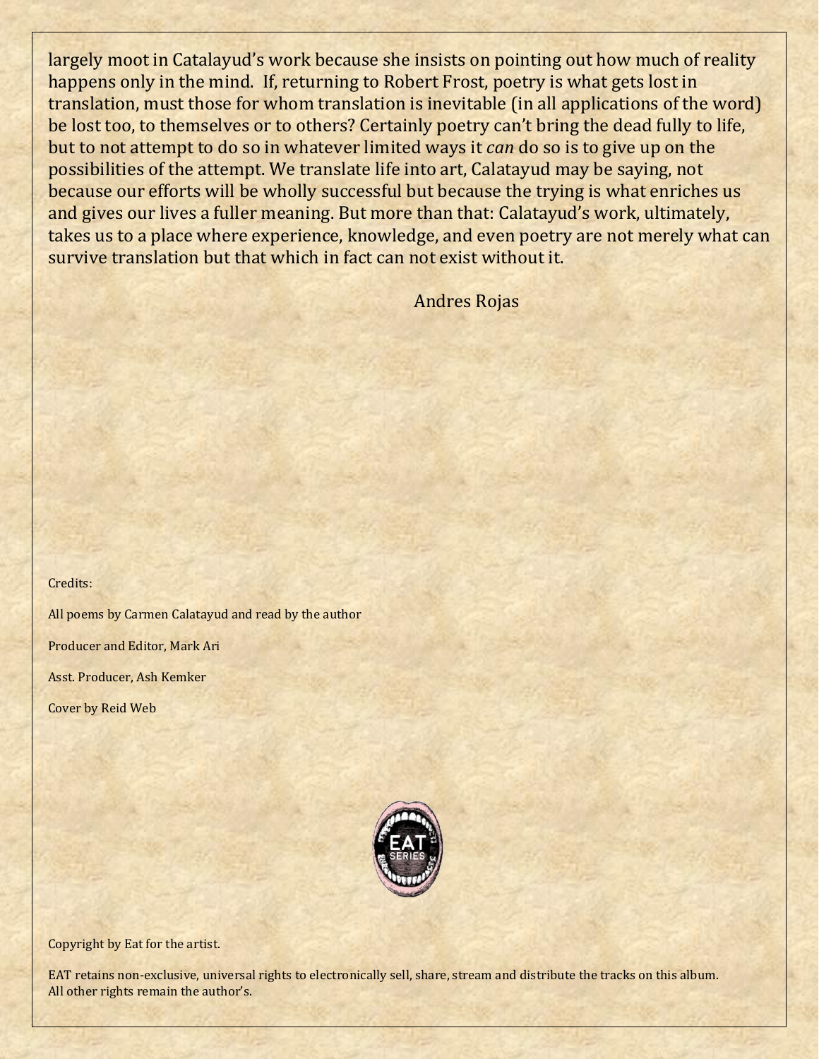largely moot in Catalayud's work because she insists on pointing out how much of reality happens only in the mind. If, returning to Robert Frost, poetry is what gets lost in translation, must those for whom translation is inevitable (in all applications of the word) be lost too, to themselves or to others? Certainly poetry can't bring the dead fully to life, but to not attempt to do so in whatever limited ways it *can* do so is to give up on the possibilities of the attempt. We translate life into art, Calatayud may be saying, not because our efforts will be wholly successful but because the trying is what enriches us and gives our lives a fuller meaning. But more than that: Calatayud's work, ultimately, takes us to a place where experience, knowledge, and even poetry are not merely what can survive translation but that which in fact can not exist without it.

Andres Rojas

Credits:

All poems by Carmen Calatayud and read by the author

Producer and Editor, Mark Ari

Asst. Producer, Ash Kemker

Cover by Reid Web

EAT SERIES

Copyright by Eat for the artist.

EAT retains non-exclusive, universal rights to electronically sell, share, stream and distribute the tracks on this album. All other rights remain the author's.